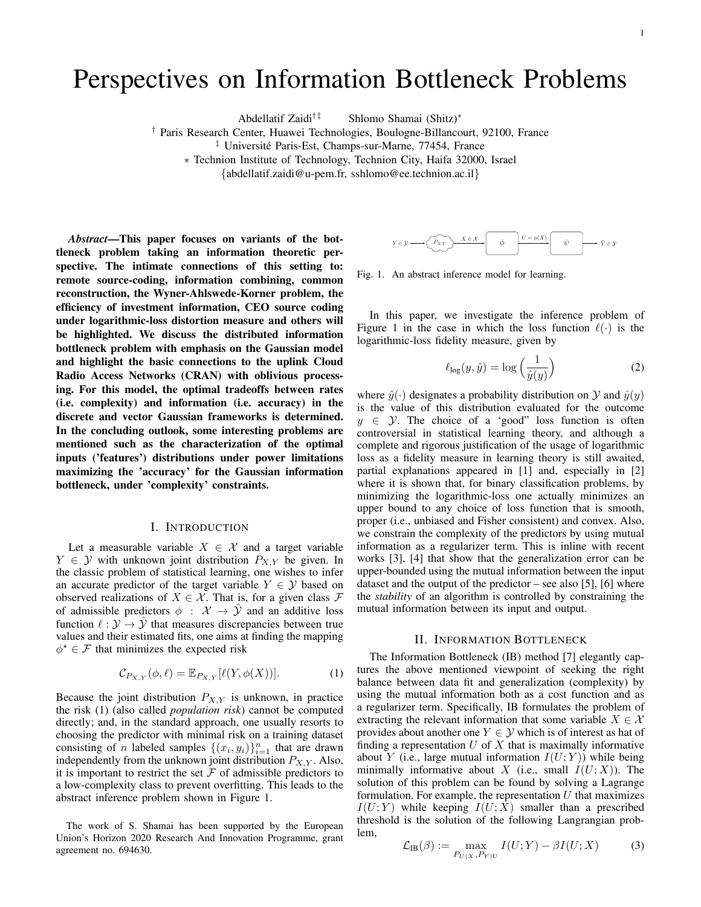# Perspectives on Information Bottleneck Problems

Abdellatif Zaidi[†‡] Shlomo Shamai (Shitz)[*]

[†] Paris Research Center, Huawei Technologies, Boulogne-Billancourt, 92100, France

[‡] Université Paris-Est, Champs-sur-Marne, 77454, France

[*] Technion Institute of Technology, Technion City, Haifa 32000, Israel

{abdellatif.zaidi@u-pem.fr, sshlomo@ee.technion.ac.il}

***Abstract*—This paper focuses on variants of the bottleneck problem taking an information theoretic perspective. The intimate connections of this setting to: remote source-coding, information combining, common reconstruction, the Wyner-Ahlswede-Korner problem, the efficiency of investment information, CEO source coding under logarithmic-loss distortion measure and others will be highlighted. We discuss the distributed information bottleneck problem with emphasis on the Gaussian model and highlight the basic connections to the uplink Cloud Radio Access Networks (CRAN) with oblivious processing. For this model, the optimal tradeoffs between rates (i.e. complexity) and information (i.e. accuracy) in the discrete and vector Gaussian frameworks is determined. In the concluding outlook, some interesting problems are mentioned such as the characterization of the optimal inputs ('features') distributions under power limitations maximizing the 'accuracy' for the Gaussian information bottleneck, under 'complexity' constraints.**

## I. Introduction

Let a measurable variable $X \in \mathcal{X}$ and a target variable $Y \in \mathcal{Y}$ with unknown joint distribution $P_{X,Y}$ be given. In the classic problem of statistical learning, one wishes to infer an accurate predictor of the target variable $Y \in \mathcal{Y}$ based on observed realizations of $X \in \mathcal{X}$. That is, for a given class $\mathcal{F}$ of admissible predictors $\phi : \mathcal{X} \rightarrow \hat{\mathcal{Y}}$ and an additive loss function $\ell : \mathcal{Y} \rightarrow \hat{\mathcal{Y}}$ that measures discrepancies between true values and their estimated fits, one aims at finding the mapping $\phi^{\star} \in \mathcal{F}$ that minimizes the expected risk

$$\mathcal{C}_{P_{X,Y}}(\phi, \ell) = \mathbb{E}_{P_{X,Y}}[\ell(Y, \phi(X))]. \tag{1}$$

Because the joint distribution $P_{X,Y}$ is unknown, in practice the risk (1) (also called *population risk*) cannot be computed directly; and, in the standard approach, one usually resorts to choosing the predictor with minimal risk on a training dataset consisting of $n$ labeled samples $\{(x_i, y_i)\}_{i=1}^{n}$ that are drawn independently from the unknown joint distribution $P_{X,Y}$. Also, it is important to restrict the set $\mathcal{F}$ of admissible predictors to a low-complexity class to prevent overfitting. This leads to the abstract inference problem shown in Figure 1.

The work of S. Shamai has been supported by the European Union's Horizon 2020 Research And Innovation Programme, grant agreement no. 694630.

$Y \in \mathcal{Y}$ → $P_{X|Y}$ → $X \in \mathcal{X}$ → $\phi$ → $U = \phi(X)$ → $\psi$ → $\hat{Y} \in \mathcal{Y}$

Fig. 1. An abstract inference model for learning.

In this paper, we investigate the inference problem of Figure 1 in the case in which the loss function $\ell(\cdot)$ is the logarithmic-loss fidelity measure, given by

$$\ell_{\text{log}}(y, \hat{y}) = \log\left(\frac{1}{\hat{y}(y)}\right) \tag{2}$$

where $\hat{y}(\cdot)$ designates a probability distribution on $\mathcal{Y}$ and $\hat{y}(y)$ is the value of this distribution evaluated for the outcome $y \in \mathcal{Y}$. The choice of a 'good" loss function is often controversial in statistical learning theory, and although a complete and rigorous justification of the usage of logarithmic loss as a fidelity measure in learning theory is still awaited, partial explanations appeared in [1] and, especially in [2] where it is shown that, for binary classification problems, by minimizing the logarithmic-loss one actually minimizes an upper bound to any choice of loss function that is smooth, proper (i.e., unbiased and Fisher consistent) and convex. Also, we constrain the complexity of the predictors by using mutual information as a regularizer term. This is inline with recent works [3], [4] that show that the generalization error can be upper-bounded using the mutual information between the input dataset and the output of the predictor – see also [5], [6] where the *stability* of an algorithm is controlled by constraining the mutual information between its input and output.

## II. Information Bottleneck

The Information Bottleneck (IB) method [7] elegantly captures the above mentioned viewpoint of seeking the right balance between data fit and generalization (complexity) by using the mutual information both as a cost function and as a regularizer term. Specifically, IB formulates the problem of extracting the relevant information that some variable $X \in \mathcal{X}$ provides about another one $Y \in \mathcal{Y}$ which is of interest as hat of finding a representation $U$ of $X$ that is maximally informative about $Y$ (i.e., large mutual information $I(U;Y)$) while being minimally informative about $X$ (i.e., small $I(U;X)$). The solution of this problem can be found by solving a Lagrange formulation. For example, the representation $U$ that maximizes $I(U;Y)$ while keeping $I(U;X)$ smaller than a prescribed threshold is the solution of the following Langrangian problem,

$$\mathcal{L}_{\text{IB}}(\beta) := \max_{P_{U|X}, P_{Y|U}} I(U;Y) - \beta I(U;X) \tag{3}$$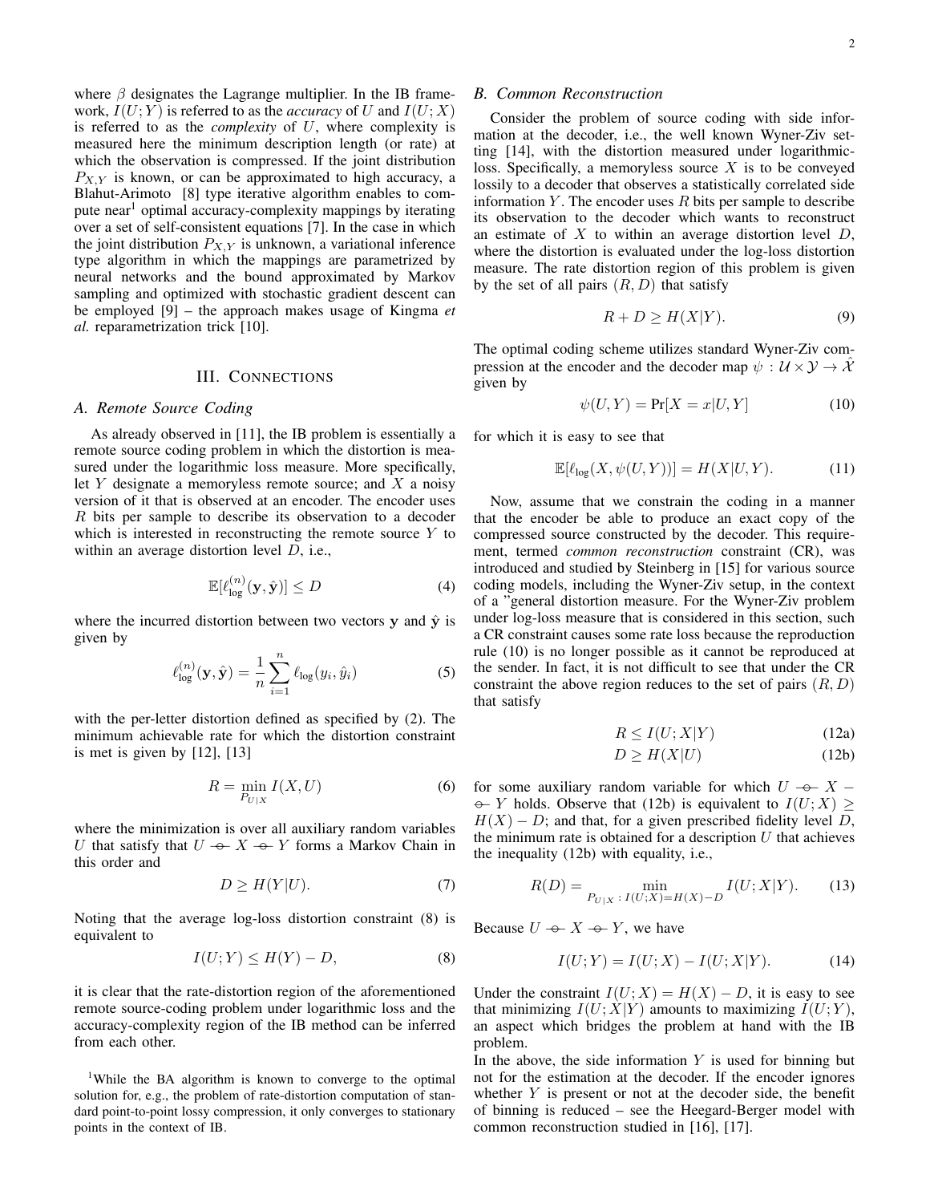where $\beta$ designates the Lagrange multiplier. In the IB framework, $I(U;Y)$ is referred to as the *accuracy* of $U$ and $I(U;X)$ is referred to as the *complexity* of $U$, where complexity is measured here the minimum description length (or rate) at which the observation is compressed. If the joint distribution $P_{X,Y}$ is known, or can be approximated to high accuracy, a Blahut-Arimoto [8] type iterative algorithm enables to compute near[1] optimal accuracy-complexity mappings by iterating over a set of self-consistent equations [7]. In the case in which the joint distribution $P_{X,Y}$ is unknown, a variational inference type algorithm in which the mappings are parametrized by neural networks and the bound approximated by Markov sampling and optimized with stochastic gradient descent can be employed [9] – the approach makes usage of Kingma *et al.* reparametrization trick [10].

## III. Connections

### A. Remote Source Coding

As already observed in [11], the IB problem is essentially a remote source coding problem in which the distortion is measured under the logarithmic loss measure. More specifically, let $Y$ designate a memoryless remote source; and $X$ a noisy version of it that is observed at an encoder. The encoder uses $R$ bits per sample to describe its observation to a decoder which is interested in reconstructing the remote source $Y$ to within an average distortion level $D$, i.e.,

$$\mathbb{E}[\ell_{\log}^{(n)}(\mathbf{y}, \hat{\mathbf{y}})] \leq D \tag{4}$$

where the incurred distortion between two vectors $\mathbf{y}$ and $\hat{\mathbf{y}}$ is given by

$$\ell_{\log}^{(n)}(\mathbf{y}, \hat{\mathbf{y}}) = \frac{1}{n} \sum_{i=1}^{n} \ell_{\log}(y_i, \hat{y}_i) \tag{5}$$

with the per-letter distortion defined as specified by (2). The minimum achievable rate for which the distortion constraint is met is given by [12], [13]

$$R = \min_{P_{U|X}} I(X, U) \tag{6}$$

where the minimization is over all auxiliary random variables $U$ that satisfy that $U -\!\!\circ\!\!- X -\!\!\circ\!\!- Y$ forms a Markov Chain in this order and

$$D \geq H(Y|U). \tag{7}$$

Noting that the average log-loss distortion constraint (8) is equivalent to

$$I(U;Y) \leq H(Y) - D, \tag{8}$$

it is clear that the rate-distortion region of the aforementioned remote source-coding problem under logarithmic loss and the accuracy-complexity region of the IB method can be inferred from each other.

[1]While the BA algorithm is known to converge to the optimal solution for, e.g., the problem of rate-distortion computation of standard point-to-point lossy compression, it only converges to stationary points in the context of IB.

### B. Common Reconstruction

Consider the problem of source coding with side information at the decoder, i.e., the well known Wyner-Ziv setting [14], with the distortion measured under logarithmic-loss. Specifically, a memoryless source $X$ is to be conveyed lossily to a decoder that observes a statistically correlated side information $Y$. The encoder uses $R$ bits per sample to describe its observation to the decoder which wants to reconstruct an estimate of $X$ to within an average distortion level $D$, where the distortion is evaluated under the log-loss distortion measure. The rate distortion region of this problem is given by the set of all pairs $(R, D)$ that satisfy

$$R + D \geq H(X|Y). \tag{9}$$

The optimal coding scheme utilizes standard Wyner-Ziv compression at the encoder and the decoder map $\psi : \mathcal{U} \times \mathcal{Y} \to \hat{\mathcal{X}}$ given by

$$\psi(U, Y) = \Pr[X = x|U, Y] \tag{10}$$

for which it is easy to see that

$$\mathbb{E}[\ell_{\log}(X, \psi(U, Y))] = H(X|U, Y). \tag{11}$$

Now, assume that we constrain the coding in a manner that the encoder be able to produce an exact copy of the compressed source constructed by the decoder. This requirement, termed *common reconstruction* constraint (CR), was introduced and studied by Steinberg in [15] for various source coding models, including the Wyner-Ziv setup, in the context of a "general distortion measure. For the Wyner-Ziv problem under log-loss measure that is considered in this section, such a CR constraint causes some rate loss because the reproduction rule (10) is no longer possible as it cannot be reproduced at the sender. In fact, it is not difficult to see that under the CR constraint the above region reduces to the set of pairs $(R, D)$ that satisfy

$$R \leq I(U;X|Y) \tag{12a}$$

$$D \geq H(X|U) \tag{12b}$$

for some auxiliary random variable for which $U -\!\!\circ\!\!- X -\!\!\circ\!\!- Y$ holds. Observe that (12b) is equivalent to $I(U;X) \geq H(X) - D$; and that, for a given prescribed fidelity level $D$, the minimum rate is obtained for a description $U$ that achieves the inequality (12b) with equality, i.e.,

$$R(D) = \min_{P_{U|X} \,:\, I(U;X) = H(X) - D} I(U;X|Y). \tag{13}$$

Because $U -\!\!\circ\!\!- X -\!\!\circ\!\!- Y$, we have

$$I(U;Y) = I(U;X) - I(U;X|Y). \tag{14}$$

Under the constraint $I(U;X) = H(X) - D$, it is easy to see that minimizing $I(U;X|Y)$ amounts to maximizing $I(U;Y)$, an aspect which bridges the problem at hand with the IB problem.

In the above, the side information $Y$ is used for binning but not for the estimation at the decoder. If the encoder ignores whether $Y$ is present or not at the decoder side, the benefit of binning is reduced – see the Heegard-Berger model with common reconstruction studied in [16], [17].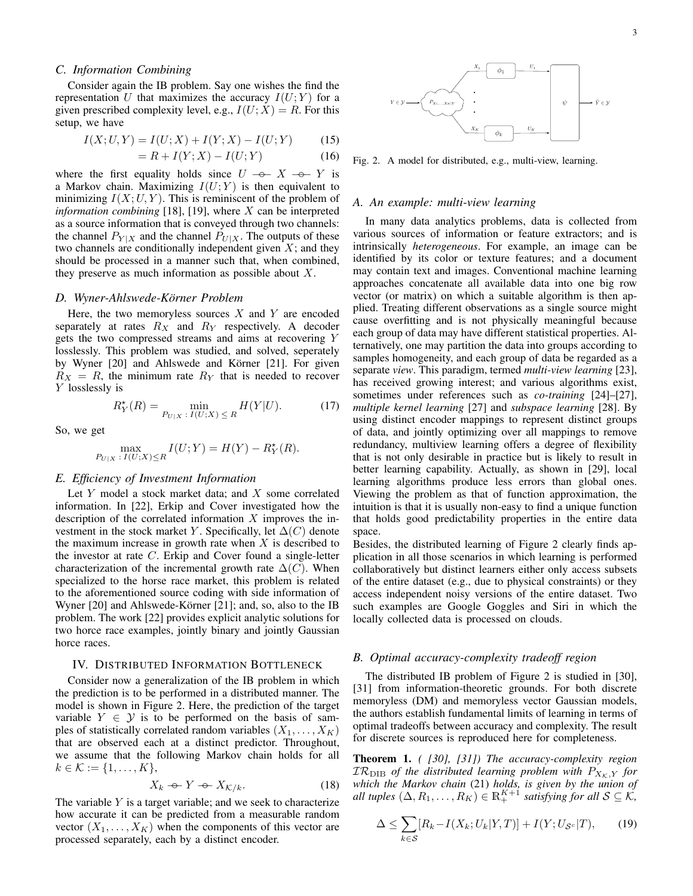### C. Information Combining

Consider again the IB problem. Say one wishes the find the representation $U$ that maximizes the accuracy $I(U;Y)$ for a given prescribed complexity level, e.g., $I(U;X) = R$. For this setup, we have

$$I(X;U,Y) = I(U;X) + I(Y;X) - I(U;Y) \tag{15}$$

$$= R + I(Y;X) - I(U;Y) \tag{16}$$

where the first equality holds since $U -\!\!\circ\!\!- X -\!\!\circ\!\!- Y$ is a Markov chain. Maximizing $I(U;Y)$ is then equivalent to minimizing $I(X;U,Y)$. This is reminiscent of the problem of *information combining* [18], [19], where $X$ can be interpreted as a source information that is conveyed through two channels: the channel $P_{Y|X}$ and the channel $P_{U|X}$. The outputs of these two channels are conditionally independent given $X$; and they should be processed in a manner such that, when combined, they preserve as much information as possible about $X$.

### D. Wyner-Ahlswede-Körner Problem

Here, the two memoryless sources $X$ and $Y$ are encoded separately at rates $R_X$ and $R_Y$ respectively. A decoder gets the two compressed streams and aims at recovering $Y$ losslessly. This problem was studied, and solved, seperately by Wyner [20] and Ahlswede and Körner [21]. For given $R_X = R$, the minimum rate $R_Y$ that is needed to recover $Y$ losslessly is

$$R_Y^\star(R) = \min_{P_{U|X}\,:\, I(U;X) \leq R} H(Y|U). \tag{17}$$

So, we get

$$\max_{P_{U|X}\,:\, I(U;X) \leq R} I(U;Y) = H(Y) - R_Y^\star(R).$$

### E. Efficiency of Investment Information

Let $Y$ model a stock market data; and $X$ some correlated information. In [22], Erkip and Cover investigated how the description of the correlated information $X$ improves the investment in the stock market $Y$. Specifically, let $\Delta(C)$ denote the maximum increase in growth rate when $X$ is described to the investor at rate $C$. Erkip and Cover found a single-letter characterization of the incremental growth rate $\Delta(C)$. When specialized to the horse race market, this problem is related to the aforementioned source coding with side information of Wyner [20] and Ahlswede-Körner [21]; and, so, also to the IB problem. The work [22] provides explicit analytic solutions for two horce race examples, jointly binary and jointly Gaussian horce races.

## IV. Distributed Information Bottleneck

Consider now a generalization of the IB problem in which the prediction is to be performed in a distributed manner. The model is shown in Figure 2. Here, the prediction of the target variable $Y \in \mathcal{Y}$ is to be performed on the basis of samples of statistically correlated random variables $(X_1, \ldots, X_K)$ that are observed each at a distinct predictor. Throughout, we assume that the following Markov chain holds for all $k \in \mathcal{K} := \{1, \ldots, K\}$,

$$X_k -\!\!\circ\!\!- Y -\!\!\circ\!\!- X_{\mathcal{K}/k}. \tag{18}$$

The variable $Y$ is a target variable; and we seek to characterize how accurate it can be predicted from a measurable random vector $(X_1, \ldots, X_K)$ when the components of this vector are processed separately, each by a distinct encoder.

Fig. 2. A model for distributed, e.g., multi-view, learning.

### A. An example: multi-view learning

In many data analytics problems, data is collected from various sources of information or feature extractors; and is intrinsically *heterogeneous*. For example, an image can be identified by its color or texture features; and a document may contain text and images. Conventional machine learning approaches concatenate all available data into one big row vector (or matrix) on which a suitable algorithm is then applied. Treating different observations as a single source might cause overfitting and is not physically meaningful because each group of data may have different statistical properties. Alternatively, one may partition the data into groups according to samples homogeneity, and each group of data be regarded as a separate *view*. This paradigm, termed *multi-view learning* [23], has received growing interest; and various algorithms exist, sometimes under references such as *co-training* [24]–[27], *multiple kernel learning* [27] and *subspace learning* [28]. By using distinct encoder mappings to represent distinct groups of data, and jointly optimizing over all mappings to remove redundancy, multiview learning offers a degree of flexibility that is not only desirable in practice but is likely to result in better learning capability. Actually, as shown in [29], local learning algorithms produce less errors than global ones. Viewing the problem as that of function approximation, the intuition is that it is usually non-easy to find a unique function that holds good predictability properties in the entire data space.

Besides, the distributed learning of Figure 2 clearly finds application in all those scenarios in which learning is performed collaboratively but distinct learners either only access subsets of the entire dataset (e.g., due to physical constraints) or they access independent noisy versions of the entire dataset. Two such examples are Google Goggles and Siri in which the locally collected data is processed on clouds.

### B. Optimal accuracy-complexity tradeoff region

The distributed IB problem of Figure 2 is studied in [30], [31] from information-theoretic grounds. For both discrete memoryless (DM) and memoryless vector Gaussian models, the authors establish fundamental limits of learning in terms of optimal tradeoffs between accuracy and complexity. The result for discrete sources is reproduced here for completeness.

**Theorem 1.** *( [30], [31]) The accuracy-complexity region $\mathcal{IR}_{\mathrm{DIB}}$ of the distributed learning problem with $P_{X_{\mathcal{K}},Y}$ for which the Markov chain (21) holds, is given by the union of all tuples $(\Delta, R_1, \ldots, R_K) \in \mathbb{R}_+^{K+1}$ satisfying for all $\mathcal{S} \subseteq \mathcal{K}$,*

$$\Delta \leq \sum_{k \in \mathcal{S}} [R_k - I(X_k; U_k|Y,T)] + I(Y; U_{\mathcal{S}^c}|T), \tag{19}$$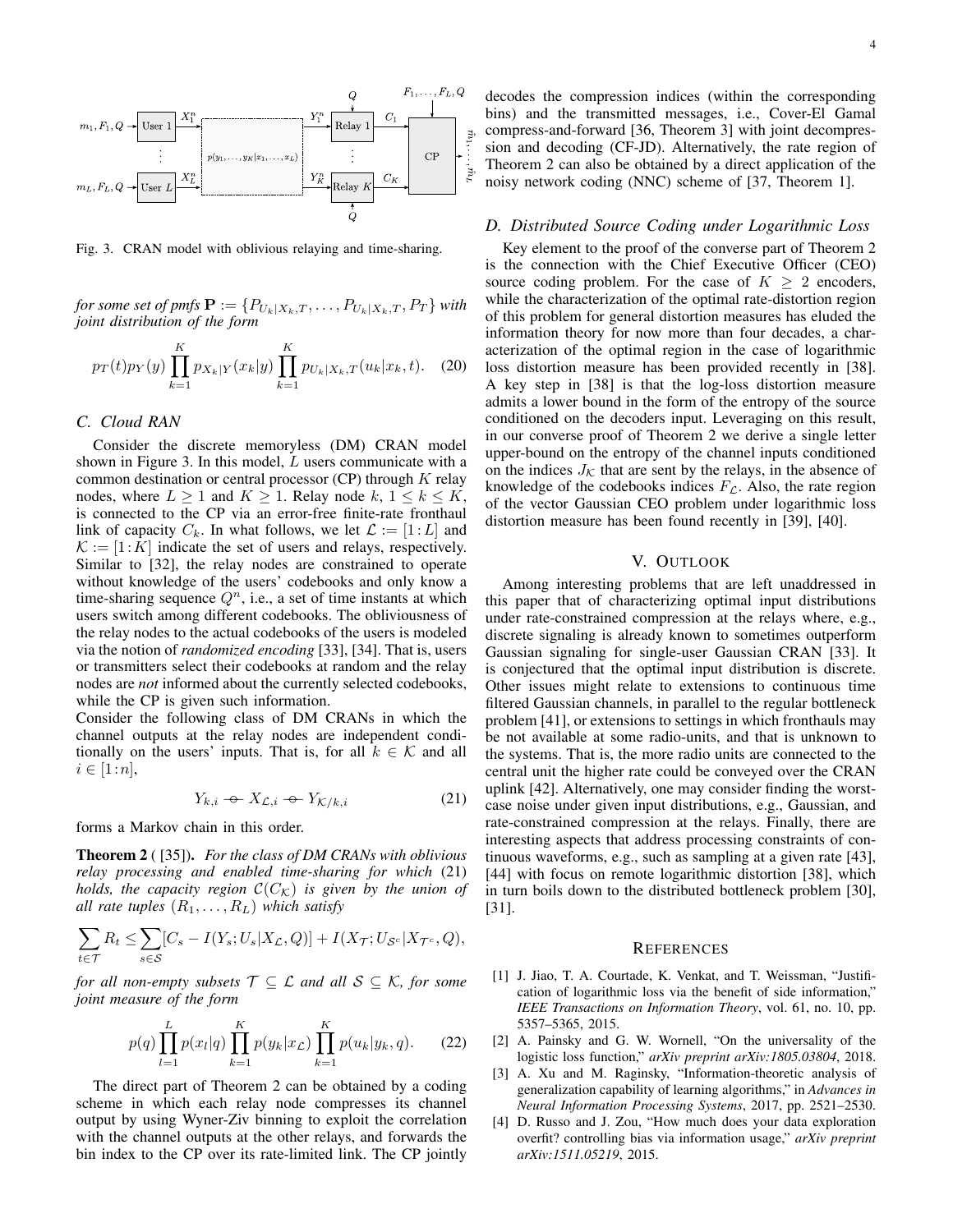Fig. 3. CRAN model with oblivious relaying and time-sharing.

*for some set of pmfs* $\mathbf{P} := \{P_{U_k|X_k,T}, \ldots, P_{U_k|X_k,T}, P_T\}$ *with joint distribution of the form*

$$p_T(t) p_Y(y) \prod_{k=1}^{K} p_{X_k|Y}(x_k|y) \prod_{k=1}^{K} p_{U_k|X_k,T}(u_k|x_k,t). \quad (20)$$

### C. Cloud RAN

Consider the discrete memoryless (DM) CRAN model shown in Figure 3. In this model, $L$ users communicate with a common destination or central processor (CP) through $K$ relay nodes, where $L \geq 1$ and $K \geq 1$. Relay node $k$, $1 \leq k \leq K$, is connected to the CP via an error-free finite-rate fronthaul link of capacity $C_k$. In what follows, we let $\mathcal{L} := [1:L]$ and $\mathcal{K} := [1:K]$ indicate the set of users and relays, respectively. Similar to [32], the relay nodes are constrained to operate without knowledge of the users' codebooks and only know a time-sharing sequence $Q^n$, i.e., a set of time instants at which users switch among different codebooks. The obliviousness of the relay nodes to the actual codebooks of the users is modeled via the notion of *randomized encoding* [33], [34]. That is, users or transmitters select their codebooks at random and the relay nodes are *not* informed about the currently selected codebooks, while the CP is given such information.

Consider the following class of DM CRANs in which the channel outputs at the relay nodes are independent conditionally on the users' inputs. That is, for all $k \in \mathcal{K}$ and all $i \in [1:n]$,

$$Y_{k,i} -\!\!\circ\!\!- X_{\mathcal{L},i} -\!\!\circ\!\!- Y_{\mathcal{K}/k,i} \quad (21)$$

forms a Markov chain in this order.

**Theorem 2** ( [35]). *For the class of DM CRANs with oblivious relay processing and enabled time-sharing for which* (21) *holds, the capacity region* $\mathcal{C}(C_{\mathcal{K}})$ *is given by the union of all rate tuples* $(R_1, \ldots, R_L)$ *which satisfy*

$$\sum_{t \in \mathcal{T}} R_t \leq \sum_{s \in \mathcal{S}} [C_s - I(Y_s; U_s|X_{\mathcal{L}}, Q)] + I(X_{\mathcal{T}}; U_{\mathcal{S}^c}|X_{\mathcal{T}^c}, Q),$$

*for all non-empty subsets* $\mathcal{T} \subseteq \mathcal{L}$ *and all* $\mathcal{S} \subseteq \mathcal{K}$*, for some joint measure of the form*

$$p(q) \prod_{l=1}^{L} p(x_l|q) \prod_{k=1}^{K} p(y_k|x_{\mathcal{L}}) \prod_{k=1}^{K} p(u_k|y_k, q). \quad (22)$$

The direct part of Theorem 2 can be obtained by a coding scheme in which each relay node compresses its channel output by using Wyner-Ziv binning to exploit the correlation with the channel outputs at the other relays, and forwards the bin index to the CP over its rate-limited link. The CP jointly decodes the compression indices (within the corresponding bins) and the transmitted messages, i.e., Cover-El Gamal compress-and-forward [36, Theorem 3] with joint decompression and decoding (CF-JD). Alternatively, the rate region of Theorem 2 can also be obtained by a direct application of the noisy network coding (NNC) scheme of [37, Theorem 1].

### D. Distributed Source Coding under Logarithmic Loss

Key element to the proof of the converse part of Theorem 2 is the connection with the Chief Executive Officer (CEO) source coding problem. For the case of $K \geq 2$ encoders, while the characterization of the optimal rate-distortion region of this problem for general distortion measures has eluded the information theory for now more than four decades, a characterization of the optimal region in the case of logarithmic loss distortion measure has been provided recently in [38]. A key step in [38] is that the log-loss distortion measure admits a lower bound in the form of the entropy of the source conditioned on the decoders input. Leveraging on this result, in our converse proof of Theorem 2 we derive a single letter upper-bound on the entropy of the channel inputs conditioned on the indices $J_{\mathcal{K}}$ that are sent by the relays, in the absence of knowledge of the codebooks indices $F_{\mathcal{L}}$. Also, the rate region of the vector Gaussian CEO problem under logarithmic loss distortion measure has been found recently in [39], [40].

## V. Outlook

Among interesting problems that are left unaddressed in this paper that of characterizing optimal input distributions under rate-constrained compression at the relays where, e.g., discrete signaling is already known to sometimes outperform Gaussian signaling for single-user Gaussian CRAN [33]. It is conjectured that the optimal input distribution is discrete. Other issues might relate to extensions to continuous time filtered Gaussian channels, in parallel to the regular bottleneck problem [41], or extensions to settings in which fronthauls may be not available at some radio-units, and that is unknown to the systems. That is, the more radio units are connected to the central unit the higher rate could be conveyed over the CRAN uplink [42]. Alternatively, one may consider finding the worst-case noise under given input distributions, e.g., Gaussian, and rate-constrained compression at the relays. Finally, there are interesting aspects that address processing constraints of continuous waveforms, e.g., such as sampling at a given rate [43], [44] with focus on remote logarithmic distortion [38], which in turn boils down to the distributed bottleneck problem [30], [31].

## References

[1] J. Jiao, T. A. Courtade, K. Venkat, and T. Weissman, "Justification of logarithmic loss via the benefit of side information," *IEEE Transactions on Information Theory*, vol. 61, no. 10, pp. 5357–5365, 2015.

[2] A. Painsky and G. W. Wornell, "On the universality of the logistic loss function," *arXiv preprint arXiv:1805.03804*, 2018.

[3] A. Xu and M. Raginsky, "Information-theoretic analysis of generalization capability of learning algorithms," in *Advances in Neural Information Processing Systems*, 2017, pp. 2521–2530.

[4] D. Russo and J. Zou, "How much does your data exploration overfit? controlling bias via information usage," *arXiv preprint arXiv:1511.05219*, 2015.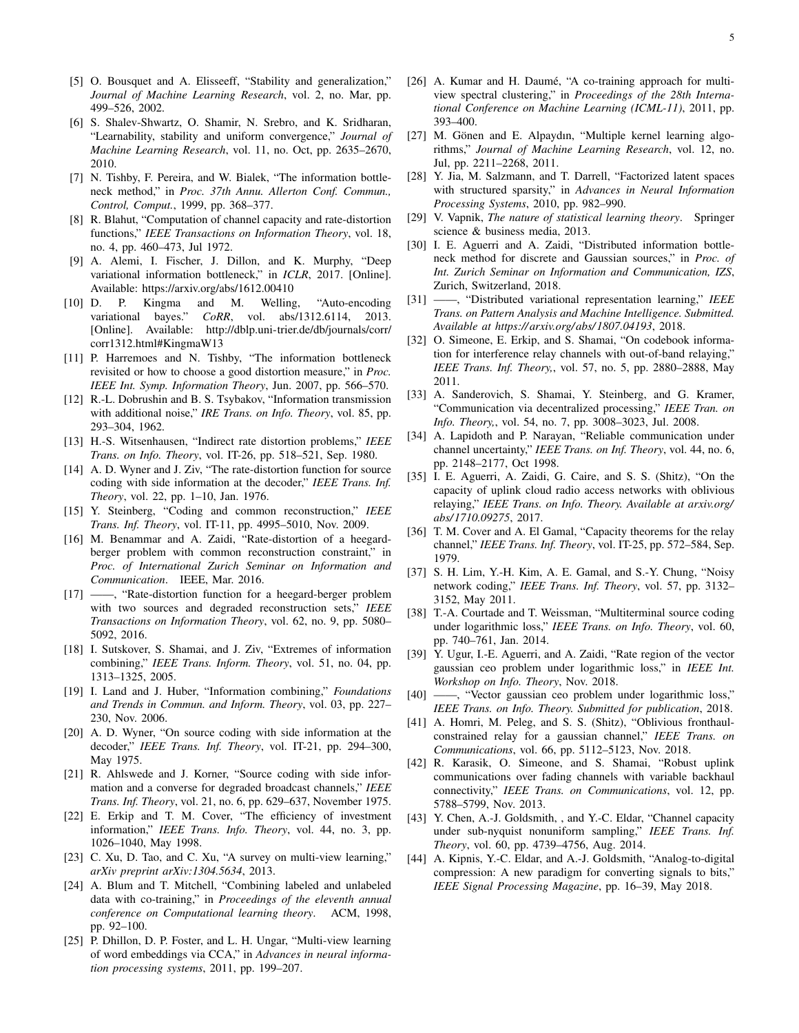[5] O. Bousquet and A. Elisseeff, "Stability and generalization," *Journal of Machine Learning Research*, vol. 2, no. Mar, pp. 499–526, 2002.

[6] S. Shalev-Shwartz, O. Shamir, N. Srebro, and K. Sridharan, "Learnability, stability and uniform convergence," *Journal of Machine Learning Research*, vol. 11, no. Oct, pp. 2635–2670, 2010.

[7] N. Tishby, F. Pereira, and W. Bialek, "The information bottleneck method," in *Proc. 37th Annu. Allerton Conf. Commun., Control, Comput.*, 1999, pp. 368–377.

[8] R. Blahut, "Computation of channel capacity and rate-distortion functions," *IEEE Transactions on Information Theory*, vol. 18, no. 4, pp. 460–473, Jul 1972.

[9] A. Alemi, I. Fischer, J. Dillon, and K. Murphy, "Deep variational information bottleneck," in *ICLR*, 2017. [Online]. Available: https://arxiv.org/abs/1612.00410

[10] D. P. Kingma and M. Welling, "Auto-encoding variational bayes." *CoRR*, vol. abs/1312.6114, 2013. [Online]. Available: http://dblp.uni-trier.de/db/journals/corr/corr1312.html#KingmaW13

[11] P. Harremoes and N. Tishby, "The information bottleneck revisited or how to choose a good distortion measure," in *Proc. IEEE Int. Symp. Information Theory*, Jun. 2007, pp. 566–570.

[12] R.-L. Dobrushin and B. S. Tsybakov, "Information transmission with additional noise," *IRE Trans. on Info. Theory*, vol. 85, pp. 293–304, 1962.

[13] H.-S. Witsenhausen, "Indirect rate distortion problems," *IEEE Trans. on Info. Theory*, vol. IT-26, pp. 518–521, Sep. 1980.

[14] A. D. Wyner and J. Ziv, "The rate-distortion function for source coding with side information at the decoder," *IEEE Trans. Inf. Theory*, vol. 22, pp. 1–10, Jan. 1976.

[15] Y. Steinberg, "Coding and common reconstruction," *IEEE Trans. Inf. Theory*, vol. IT-11, pp. 4995–5010, Nov. 2009.

[16] M. Benammar and A. Zaidi, "Rate-distortion of a heegard-berger problem with common reconstruction constraint," in *Proc. of International Zurich Seminar on Information and Communication*. IEEE, Mar. 2016.

[17] ——, "Rate-distortion function for a heegard-berger problem with two sources and degraded reconstruction sets," *IEEE Transactions on Information Theory*, vol. 62, no. 9, pp. 5080–5092, 2016.

[18] I. Sutskover, S. Shamai, and J. Ziv, "Extremes of information combining," *IEEE Trans. Inform. Theory*, vol. 51, no. 04, pp. 1313–1325, 2005.

[19] I. Land and J. Huber, "Information combining," *Foundations and Trends in Commun. and Inform. Theory*, vol. 03, pp. 227–230, Nov. 2006.

[20] A. D. Wyner, "On source coding with side information at the decoder," *IEEE Trans. Inf. Theory*, vol. IT-21, pp. 294–300, May 1975.

[21] R. Ahlswede and J. Korner, "Source coding with side information and a converse for degraded broadcast channels," *IEEE Trans. Inf. Theory*, vol. 21, no. 6, pp. 629–637, November 1975.

[22] E. Erkip and T. M. Cover, "The efficiency of investment information," *IEEE Trans. Info. Theory*, vol. 44, no. 3, pp. 1026–1040, May 1998.

[23] C. Xu, D. Tao, and C. Xu, "A survey on multi-view learning," *arXiv preprint arXiv:1304.5634*, 2013.

[24] A. Blum and T. Mitchell, "Combining labeled and unlabeled data with co-training," in *Proceedings of the eleventh annual conference on Computational learning theory*. ACM, 1998, pp. 92–100.

[25] P. Dhillon, D. P. Foster, and L. H. Ungar, "Multi-view learning of word embeddings via CCA," in *Advances in neural information processing systems*, 2011, pp. 199–207.

[26] A. Kumar and H. Daumé, "A co-training approach for multi-view spectral clustering," in *Proceedings of the 28th International Conference on Machine Learning (ICML-11)*, 2011, pp. 393–400.

[27] M. Gönen and E. Alpaydın, "Multiple kernel learning algorithms," *Journal of Machine Learning Research*, vol. 12, no. Jul, pp. 2211–2268, 2011.

[28] Y. Jia, M. Salzmann, and T. Darrell, "Factorized latent spaces with structured sparsity," in *Advances in Neural Information Processing Systems*, 2010, pp. 982–990.

[29] V. Vapnik, *The nature of statistical learning theory*. Springer science & business media, 2013.

[30] I. E. Aguerri and A. Zaidi, "Distributed information bottleneck method for discrete and Gaussian sources," in *Proc. of Int. Zurich Seminar on Information and Communication, IZS*, Zurich, Switzerland, 2018.

[31] ——, "Distributed variational representation learning," *IEEE Trans. on Pattern Analysis and Machine Intelligence. Submitted. Available at https://arxiv.org/abs/1807.04193*, 2018.

[32] O. Simeone, E. Erkip, and S. Shamai, "On codebook information for interference relay channels with out-of-band relaying," *IEEE Trans. Inf. Theory,*, vol. 57, no. 5, pp. 2880–2888, May 2011.

[33] A. Sanderovich, S. Shamai, Y. Steinberg, and G. Kramer, "Communication via decentralized processing," *IEEE Tran. on Info. Theory,*, vol. 54, no. 7, pp. 3008–3023, Jul. 2008.

[34] A. Lapidoth and P. Narayan, "Reliable communication under channel uncertainty," *IEEE Trans. on Inf. Theory*, vol. 44, no. 6, pp. 2148–2177, Oct 1998.

[35] I. E. Aguerri, A. Zaidi, G. Caire, and S. S. (Shitz), "On the capacity of uplink cloud radio access networks with oblivious relaying," *IEEE Trans. on Info. Theory. Available at arxiv.org/abs/1710.09275*, 2017.

[36] T. M. Cover and A. El Gamal, "Capacity theorems for the relay channel," *IEEE Trans. Inf. Theory*, vol. IT-25, pp. 572–584, Sep. 1979.

[37] S. H. Lim, Y.-H. Kim, A. E. Gamal, and S.-Y. Chung, "Noisy network coding," *IEEE Trans. Inf. Theory*, vol. 57, pp. 3132–3152, May 2011.

[38] T.-A. Courtade and T. Weissman, "Multiterminal source coding under logarithmic loss," *IEEE Trans. on Info. Theory*, vol. 60, pp. 740–761, Jan. 2014.

[39] Y. Ugur, I.-E. Aguerri, and A. Zaidi, "Rate region of the vector gaussian ceo problem under logarithmic loss," in *IEEE Int. Workshop on Info. Theory*, Nov. 2018.

[40] ——, "Vector gaussian ceo problem under logarithmic loss," *IEEE Trans. on Info. Theory. Submitted for publication*, 2018.

[41] A. Homri, M. Peleg, and S. S. (Shitz), "Oblivious fronthaul-constrained relay for a gaussian channel," *IEEE Trans. on Communications*, vol. 66, pp. 5112–5123, Nov. 2018.

[42] R. Karasik, O. Simeone, and S. Shamai, "Robust uplink communications over fading channels with variable backhaul connectivity," *IEEE Trans. on Communications*, vol. 12, pp. 5788–5799, Nov. 2013.

[43] Y. Chen, A.-J. Goldsmith, , and Y.-C. Eldar, "Channel capacity under sub-nyquist nonuniform sampling," *IEEE Trans. Inf. Theory*, vol. 60, pp. 4739–4756, Aug. 2014.

[44] A. Kipnis, Y.-C. Eldar, and A.-J. Goldsmith, "Analog-to-digital compression: A new paradigm for converting signals to bits," *IEEE Signal Processing Magazine*, pp. 16–39, May 2018.